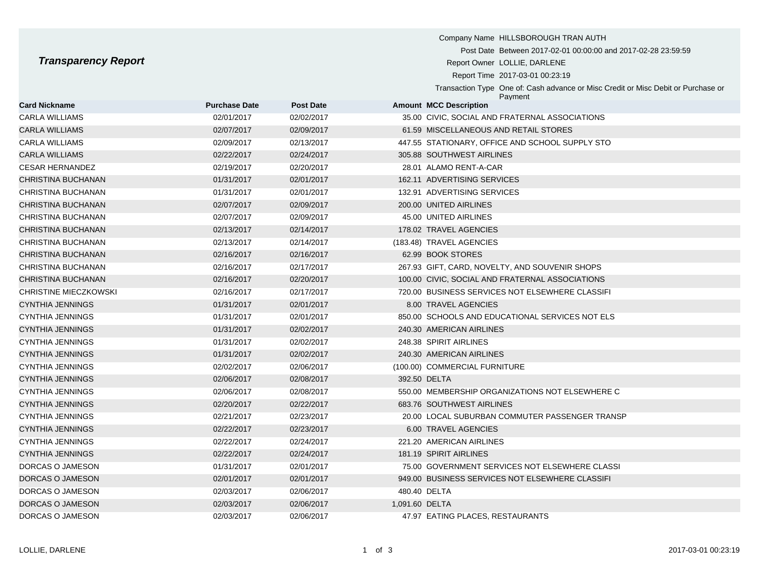# *Transparency Report*

Company Name HILLSBOROUGH TRAN AUTH

Post Date Between 2017-02-01 00:00:00 and 2017-02-28 23:59:59

Report Owner LOLLIE, DARLENE

Report Time 2017-03-01 00:23:19

Transaction Type One of: Cash advance or Misc Credit or Misc Debit or Purchase or Payment

| Card Nickname | Purchase Date | Post Date | Amount | MCC Description |
|---|---|---|---|---|
| CARLA WILLIAMS | 02/01/2017 | 02/02/2017 | 35.00 | CIVIC, SOCIAL AND FRATERNAL ASSOCIATIONS |
| CARLA WILLIAMS | 02/07/2017 | 02/09/2017 | 61.59 | MISCELLANEOUS AND RETAIL STORES |
| CARLA WILLIAMS | 02/09/2017 | 02/13/2017 | 447.55 | STATIONARY, OFFICE AND SCHOOL SUPPLY STO |
| CARLA WILLIAMS | 02/22/2017 | 02/24/2017 | 305.88 | SOUTHWEST AIRLINES |
| CESAR HERNANDEZ | 02/19/2017 | 02/20/2017 | 28.01 | ALAMO RENT-A-CAR |
| CHRISTINA BUCHANAN | 01/31/2017 | 02/01/2017 | 162.11 | ADVERTISING SERVICES |
| CHRISTINA BUCHANAN | 01/31/2017 | 02/01/2017 | 132.91 | ADVERTISING SERVICES |
| CHRISTINA BUCHANAN | 02/07/2017 | 02/09/2017 | 200.00 | UNITED AIRLINES |
| CHRISTINA BUCHANAN | 02/07/2017 | 02/09/2017 | 45.00 | UNITED AIRLINES |
| CHRISTINA BUCHANAN | 02/13/2017 | 02/14/2017 | 178.02 | TRAVEL AGENCIES |
| CHRISTINA BUCHANAN | 02/13/2017 | 02/14/2017 | (183.48) | TRAVEL AGENCIES |
| CHRISTINA BUCHANAN | 02/16/2017 | 02/16/2017 | 62.99 | BOOK STORES |
| CHRISTINA BUCHANAN | 02/16/2017 | 02/17/2017 | 267.93 | GIFT, CARD, NOVELTY, AND SOUVENIR SHOPS |
| CHRISTINA BUCHANAN | 02/16/2017 | 02/20/2017 | 100.00 | CIVIC, SOCIAL AND FRATERNAL ASSOCIATIONS |
| CHRISTINE MIECZKOWSKI | 02/16/2017 | 02/17/2017 | 720.00 | BUSINESS SERVICES NOT ELSEWHERE CLASSIFI |
| CYNTHIA JENNINGS | 01/31/2017 | 02/01/2017 | 8.00 | TRAVEL AGENCIES |
| CYNTHIA JENNINGS | 01/31/2017 | 02/01/2017 | 850.00 | SCHOOLS AND EDUCATIONAL SERVICES NOT ELS |
| CYNTHIA JENNINGS | 01/31/2017 | 02/02/2017 | 240.30 | AMERICAN AIRLINES |
| CYNTHIA JENNINGS | 01/31/2017 | 02/02/2017 | 248.38 | SPIRIT AIRLINES |
| CYNTHIA JENNINGS | 01/31/2017 | 02/02/2017 | 240.30 | AMERICAN AIRLINES |
| CYNTHIA JENNINGS | 02/02/2017 | 02/06/2017 | (100.00) | COMMERCIAL FURNITURE |
| CYNTHIA JENNINGS | 02/06/2017 | 02/08/2017 | 392.50 | DELTA |
| CYNTHIA JENNINGS | 02/06/2017 | 02/08/2017 | 550.00 | MEMBERSHIP ORGANIZATIONS NOT ELSEWHERE C |
| CYNTHIA JENNINGS | 02/20/2017 | 02/22/2017 | 683.76 | SOUTHWEST AIRLINES |
| CYNTHIA JENNINGS | 02/21/2017 | 02/23/2017 | 20.00 | LOCAL SUBURBAN COMMUTER PASSENGER TRANSP |
| CYNTHIA JENNINGS | 02/22/2017 | 02/23/2017 | 6.00 | TRAVEL AGENCIES |
| CYNTHIA JENNINGS | 02/22/2017 | 02/24/2017 | 221.20 | AMERICAN AIRLINES |
| CYNTHIA JENNINGS | 02/22/2017 | 02/24/2017 | 181.19 | SPIRIT AIRLINES |
| DORCAS O JAMESON | 01/31/2017 | 02/01/2017 | 75.00 | GOVERNMENT SERVICES NOT ELSEWHERE CLASSI |
| DORCAS O JAMESON | 02/01/2017 | 02/01/2017 | 949.00 | BUSINESS SERVICES NOT ELSEWHERE CLASSIFI |
| DORCAS O JAMESON | 02/03/2017 | 02/06/2017 | 480.40 | DELTA |
| DORCAS O JAMESON | 02/03/2017 | 02/06/2017 | 1,091.60 | DELTA |
| DORCAS O JAMESON | 02/03/2017 | 02/06/2017 | 47.97 | EATING PLACES, RESTAURANTS |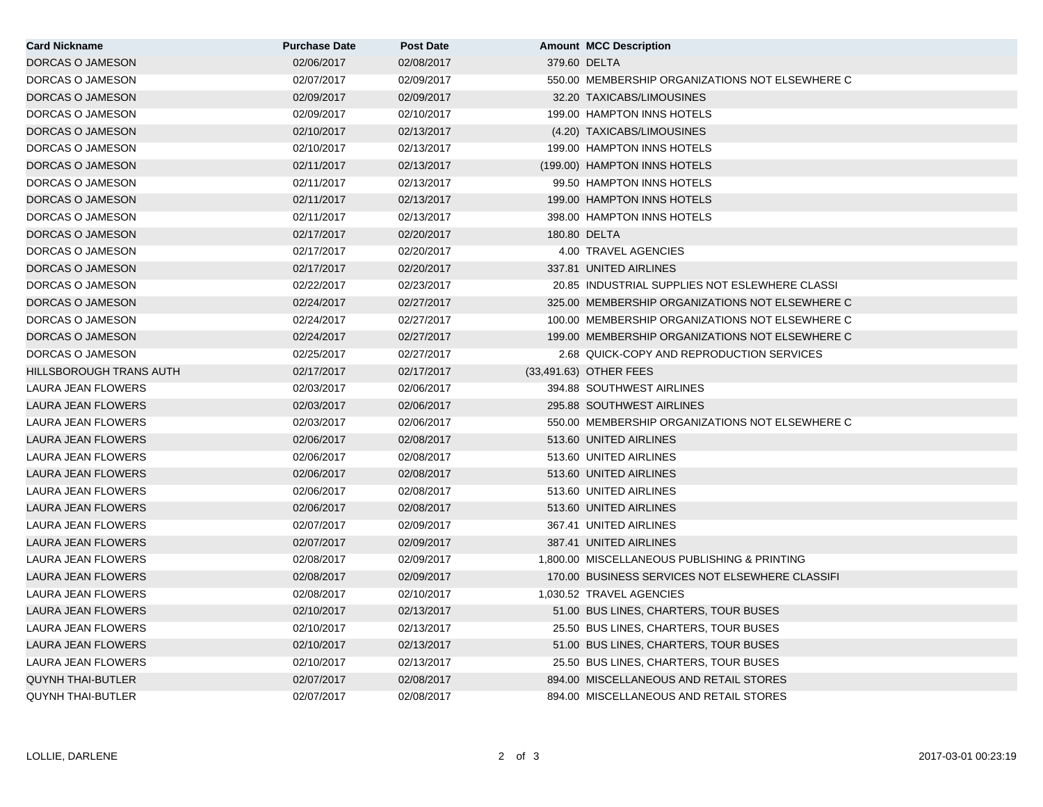| Card Nickname | Purchase Date | Post Date | Amount | MCC Description |
|---|---|---|---|---|
| DORCAS O JAMESON | 02/06/2017 | 02/08/2017 | 379.60 | DELTA |
| DORCAS O JAMESON | 02/07/2017 | 02/09/2017 | 550.00 | MEMBERSHIP ORGANIZATIONS NOT ELSEWHERE C |
| DORCAS O JAMESON | 02/09/2017 | 02/09/2017 | 32.20 | TAXICABS/LIMOUSINES |
| DORCAS O JAMESON | 02/09/2017 | 02/10/2017 | 199.00 | HAMPTON INNS HOTELS |
| DORCAS O JAMESON | 02/10/2017 | 02/13/2017 | (4.20) | TAXICABS/LIMOUSINES |
| DORCAS O JAMESON | 02/10/2017 | 02/13/2017 | 199.00 | HAMPTON INNS HOTELS |
| DORCAS O JAMESON | 02/11/2017 | 02/13/2017 | (199.00) | HAMPTON INNS HOTELS |
| DORCAS O JAMESON | 02/11/2017 | 02/13/2017 | 99.50 | HAMPTON INNS HOTELS |
| DORCAS O JAMESON | 02/11/2017 | 02/13/2017 | 199.00 | HAMPTON INNS HOTELS |
| DORCAS O JAMESON | 02/11/2017 | 02/13/2017 | 398.00 | HAMPTON INNS HOTELS |
| DORCAS O JAMESON | 02/17/2017 | 02/20/2017 | 180.80 | DELTA |
| DORCAS O JAMESON | 02/17/2017 | 02/20/2017 | 4.00 | TRAVEL AGENCIES |
| DORCAS O JAMESON | 02/17/2017 | 02/20/2017 | 337.81 | UNITED AIRLINES |
| DORCAS O JAMESON | 02/22/2017 | 02/23/2017 | 20.85 | INDUSTRIAL SUPPLIES NOT ESLEWHERE CLASSI |
| DORCAS O JAMESON | 02/24/2017 | 02/27/2017 | 325.00 | MEMBERSHIP ORGANIZATIONS NOT ELSEWHERE C |
| DORCAS O JAMESON | 02/24/2017 | 02/27/2017 | 100.00 | MEMBERSHIP ORGANIZATIONS NOT ELSEWHERE C |
| DORCAS O JAMESON | 02/24/2017 | 02/27/2017 | 199.00 | MEMBERSHIP ORGANIZATIONS NOT ELSEWHERE C |
| DORCAS O JAMESON | 02/25/2017 | 02/27/2017 | 2.68 | QUICK-COPY AND REPRODUCTION SERVICES |
| HILLSBOROUGH TRANS AUTH | 02/17/2017 | 02/17/2017 | (33,491.63) | OTHER FEES |
| LAURA JEAN FLOWERS | 02/03/2017 | 02/06/2017 | 394.88 | SOUTHWEST AIRLINES |
| LAURA JEAN FLOWERS | 02/03/2017 | 02/06/2017 | 295.88 | SOUTHWEST AIRLINES |
| LAURA JEAN FLOWERS | 02/03/2017 | 02/06/2017 | 550.00 | MEMBERSHIP ORGANIZATIONS NOT ELSEWHERE C |
| LAURA JEAN FLOWERS | 02/06/2017 | 02/08/2017 | 513.60 | UNITED AIRLINES |
| LAURA JEAN FLOWERS | 02/06/2017 | 02/08/2017 | 513.60 | UNITED AIRLINES |
| LAURA JEAN FLOWERS | 02/06/2017 | 02/08/2017 | 513.60 | UNITED AIRLINES |
| LAURA JEAN FLOWERS | 02/06/2017 | 02/08/2017 | 513.60 | UNITED AIRLINES |
| LAURA JEAN FLOWERS | 02/06/2017 | 02/08/2017 | 513.60 | UNITED AIRLINES |
| LAURA JEAN FLOWERS | 02/07/2017 | 02/09/2017 | 367.41 | UNITED AIRLINES |
| LAURA JEAN FLOWERS | 02/07/2017 | 02/09/2017 | 387.41 | UNITED AIRLINES |
| LAURA JEAN FLOWERS | 02/08/2017 | 02/09/2017 | 1,800.00 | MISCELLANEOUS PUBLISHING & PRINTING |
| LAURA JEAN FLOWERS | 02/08/2017 | 02/09/2017 | 170.00 | BUSINESS SERVICES NOT ELSEWHERE CLASSIFI |
| LAURA JEAN FLOWERS | 02/08/2017 | 02/10/2017 | 1,030.52 | TRAVEL AGENCIES |
| LAURA JEAN FLOWERS | 02/10/2017 | 02/13/2017 | 51.00 | BUS LINES, CHARTERS, TOUR BUSES |
| LAURA JEAN FLOWERS | 02/10/2017 | 02/13/2017 | 25.50 | BUS LINES, CHARTERS, TOUR BUSES |
| LAURA JEAN FLOWERS | 02/10/2017 | 02/13/2017 | 51.00 | BUS LINES, CHARTERS, TOUR BUSES |
| LAURA JEAN FLOWERS | 02/10/2017 | 02/13/2017 | 25.50 | BUS LINES, CHARTERS, TOUR BUSES |
| QUYNH THAI-BUTLER | 02/07/2017 | 02/08/2017 | 894.00 | MISCELLANEOUS AND RETAIL STORES |
| QUYNH THAI-BUTLER | 02/07/2017 | 02/08/2017 | 894.00 | MISCELLANEOUS AND RETAIL STORES |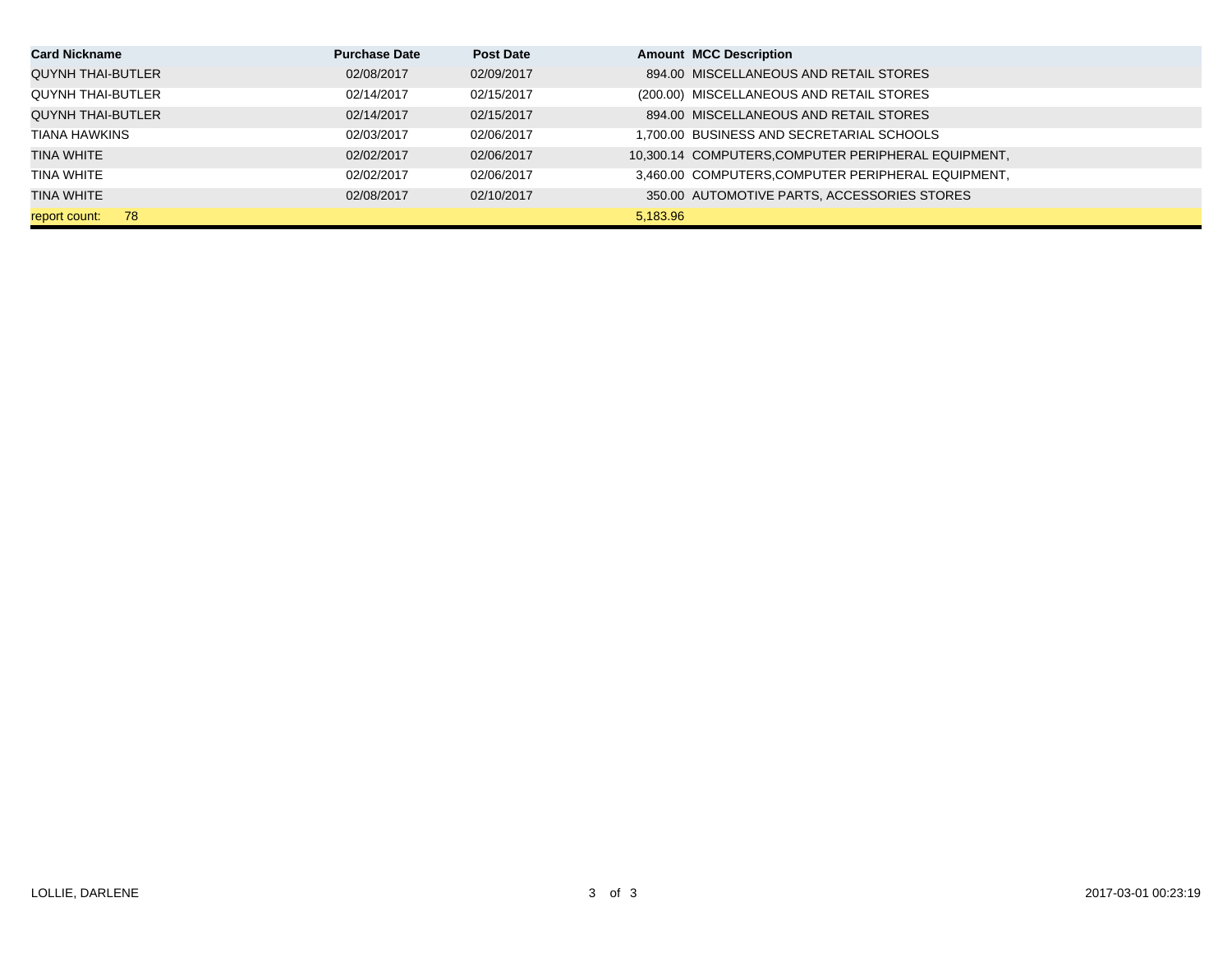| Card Nickname | Purchase Date | Post Date | Amount | MCC Description |
|---|---|---|---|---|
| QUYNH THAI-BUTLER | 02/08/2017 | 02/09/2017 | 894.00 | MISCELLANEOUS AND RETAIL STORES |
| QUYNH THAI-BUTLER | 02/14/2017 | 02/15/2017 | (200.00) | MISCELLANEOUS AND RETAIL STORES |
| QUYNH THAI-BUTLER | 02/14/2017 | 02/15/2017 | 894.00 | MISCELLANEOUS AND RETAIL STORES |
| TIANA HAWKINS | 02/03/2017 | 02/06/2017 | 1,700.00 | BUSINESS AND SECRETARIAL SCHOOLS |
| TINA WHITE | 02/02/2017 | 02/06/2017 | 10,300.14 | COMPUTERS,COMPUTER PERIPHERAL EQUIPMENT, |
| TINA WHITE | 02/02/2017 | 02/06/2017 | 3,460.00 | COMPUTERS,COMPUTER PERIPHERAL EQUIPMENT, |
| TINA WHITE | 02/08/2017 | 02/10/2017 | 350.00 | AUTOMOTIVE PARTS, ACCESSORIES STORES |
| report count: 78 | | | 5,183.96 | |

LOLLIE, DARLENE

2017-03-01 00:23:19